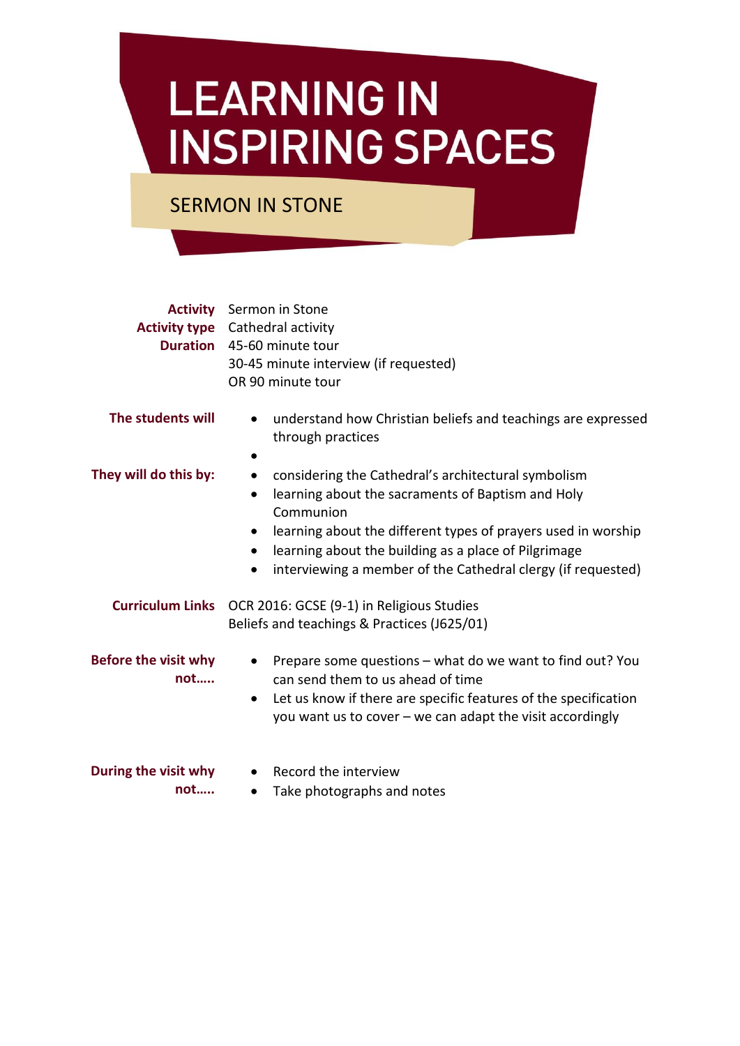# LEARNING IN INSPIRING SPACES

## SERMON IN STONE

**Activity** Sermon in Stone

**Activity type** Cathedral activity

**Duration** 45-60 minute tour
30-45 minute interview (if requested)
OR 90 minute tour

**The students will**

- understand how Christian beliefs and teachings are expressed through practices
-

**They will do this by:**

- considering the Cathedral's architectural symbolism
- learning about the sacraments of Baptism and Holy Communion
- learning about the different types of prayers used in worship
- learning about the building as a place of Pilgrimage
- interviewing a member of the Cathedral clergy (if requested)

**Curriculum Links** OCR 2016: GCSE (9-1) in Religious Studies
Beliefs and teachings & Practices (J625/01)

**Before the visit why not…..**

- Prepare some questions – what do we want to find out? You can send them to us ahead of time
- Let us know if there are specific features of the specification you want us to cover – we can adapt the visit accordingly

**During the visit why not…..**

- Record the interview
- Take photographs and notes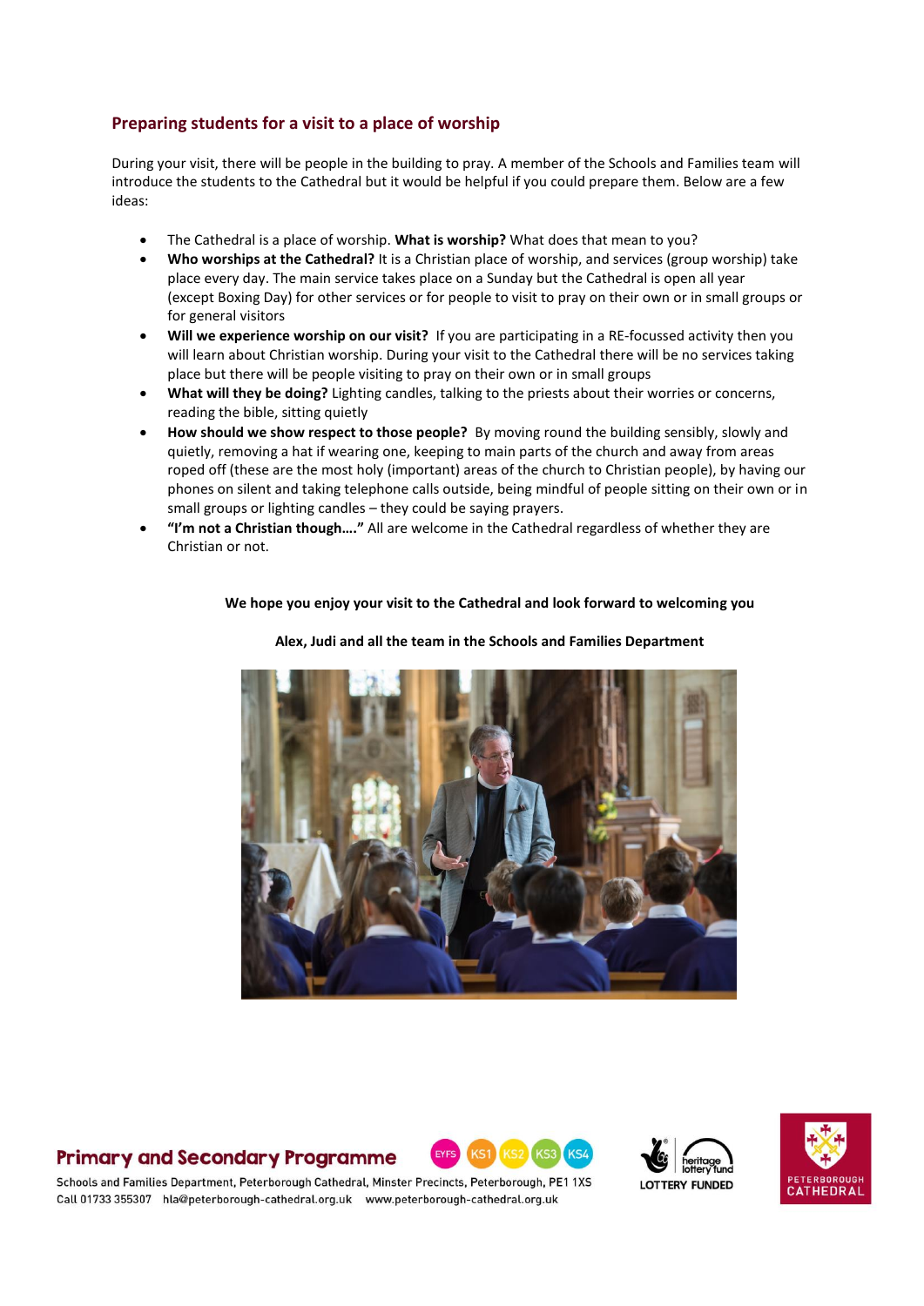## Preparing students for a visit to a place of worship

During your visit, there will be people in the building to pray. A member of the Schools and Families team will introduce the students to the Cathedral but it would be helpful if you could prepare them. Below are a few ideas:

- The Cathedral is a place of worship. **What is worship?** What does that mean to you?
- **Who worships at the Cathedral?** It is a Christian place of worship, and services (group worship) take place every day. The main service takes place on a Sunday but the Cathedral is open all year (except Boxing Day) for other services or for people to visit to pray on their own or in small groups or for general visitors
- **Will we experience worship on our visit?** If you are participating in a RE-focussed activity then you will learn about Christian worship. During your visit to the Cathedral there will be no services taking place but there will be people visiting to pray on their own or in small groups
- **What will they be doing?** Lighting candles, talking to the priests about their worries or concerns, reading the bible, sitting quietly
- **How should we show respect to those people?** By moving round the building sensibly, slowly and quietly, removing a hat if wearing one, keeping to main parts of the church and away from areas roped off (these are the most holy (important) areas of the church to Christian people), by having our phones on silent and taking telephone calls outside, being mindful of people sitting on their own or in small groups or lighting candles – they could be saying prayers.
- **"I'm not a Christian though…."** All are welcome in the Cathedral regardless of whether they are Christian or not.

**We hope you enjoy your visit to the Cathedral and look forward to welcoming you**

**Alex, Judi and all the team in the Schools and Families Department**

Primary and Secondary Programme

EYFS KS1 KS2 KS3 KS4

Schools and Families Department, Peterborough Cathedral, Minster Precincts, Peterborough, PE1 1XS
Call 01733 355307 hla@peterborough-cathedral.org.uk www.peterborough-cathedral.org.uk

heritage lottery fund LOTTERY FUNDED

PETERBOROUGH CATHEDRAL